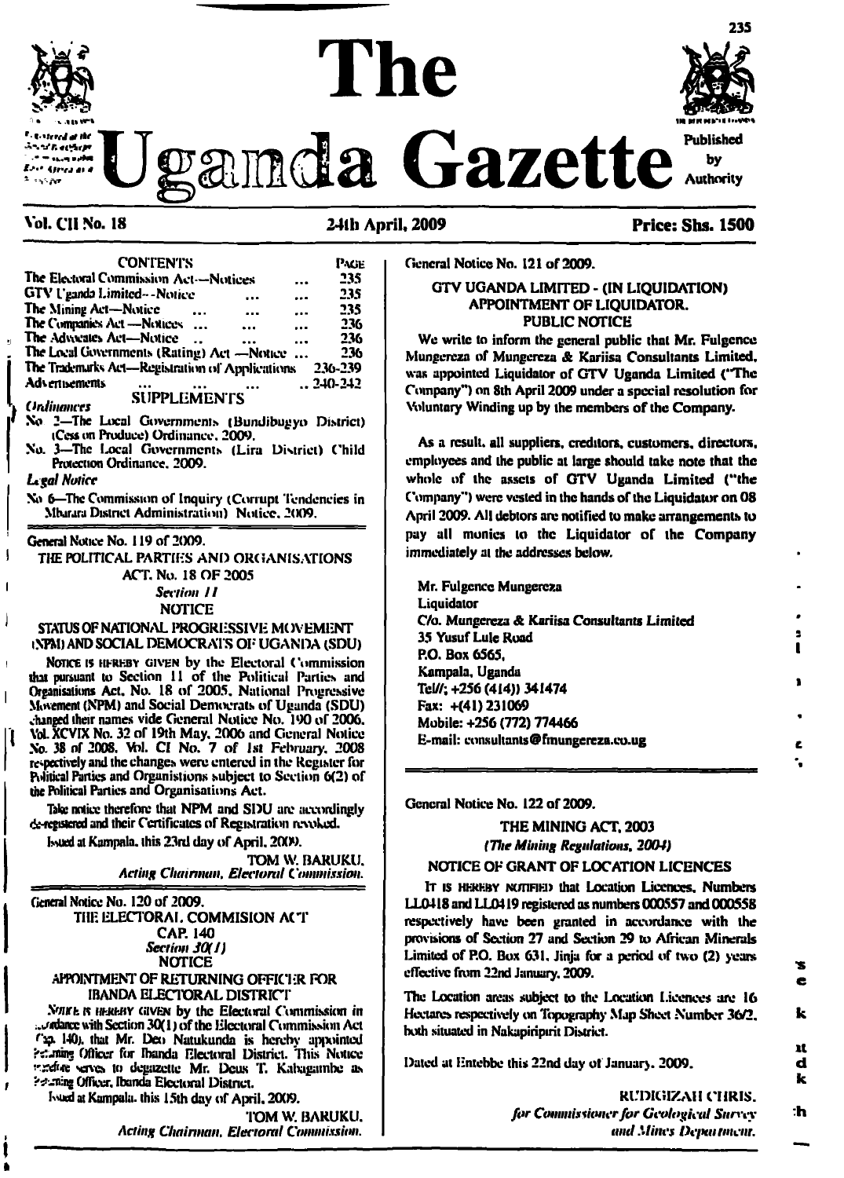# The Uganda Gazette

Published by Authority

**Vol. CII No. 18** **24th April, 2009** **Price: Shs. 1500**

| CONTENTS | PAGE |
|---|---|
| The Electoral Commission Act—Notices ... | 235 |
| GTV Uganda Limited—Notice ... ... | 235 |
| The Mining Act—Notice ... ... ... | 235 |
| The Companies Act —Notices ... ... ... | 236 |
| The Advocates Act—Notice .. ... ... | 236 |
| The Local Governments (Rating) Act —Notice ... | 236 |
| The Trademarks Act—Registration of Applications | 236-239 |
| Advertisements ... ... ... | .. 240-242 |

SUPPLEMENTS

*Ordinances*

No 2—The Local Governments (Bundibugyo District) (Cess on Produce) Ordinance, 2009.

No. 3—The Local Governments (Lira District) Child Protection Ordinance, 2009.

*Legal Notice*

No 6—The Commission of Inquiry (Corrupt Tendencies in Mbarara District Administration) Notice, 2009.

---

General Notice No. 119 of 2009.

THE POLITICAL PARTIES AND ORGANISATIONS ACT. No. 18 OF 2005

*Section 11*

NOTICE

STATUS OF NATIONAL PROGRESSIVE MOVEMENT (NPM) AND SOCIAL DEMOCRATS OF UGANDA (SDU)

NOTICE IS HEREBY GIVEN by the Electoral Commission that pursuant to Section 11 of the Political Parties and Organisations Act, No. 18 of 2005, National Progressive Movement (NPM) and Social Democrats of Uganda (SDU) changed their names vide General Notice No. 190 of 2006, Vol. XCVIX No. 32 of 19th May, 2006 and General Notice No. 38 of 2008, Vol. CI No. 7 of 1st February, 2008 respectively and the changes were entered in the Register for Political Parties and Organistions subject to Section 6(2) of the Political Parties and Organisations Act.

Take notice therefore that NPM and SDU are accordingly de-registered and their Certificates of Registration revoked.

Issued at Kampala, this 23rd day of April, 2009.

TOM W. BARUKU,
*Acting Chairman, Electoral Commission.*

---

General Notice No. 120 of 2009.

THE ELECTORAL COMMISION ACT

CAP. 140

*Section 30(1)*

NOTICE

APPOINTMENT OF RETURNING OFFICER FOR IBANDA ELECTORAL DISTRICT

NOTICE IS HEREBY GIVEN by the Electoral Commission in accordance with Section 30(1) of the Electoral Commission Act Cap. 140), that Mr. Deo Natukunda is hereby appointed Returning Officer for Ibanda Electoral District. This Notice therefore serves to degazette Mr. Deus T. Kabagambe as Returning Officer, Ibanda Electoral District.

Issued at Kampala, this 15th day of April, 2009.

TOM W. BARUKU,
*Acting Chairman, Electoral Commission.*

---

General Notice No. 121 of 2009.

GTV UGANDA LIMITED - (IN LIQUIDATION) APPOINTMENT OF LIQUIDATOR.

PUBLIC NOTICE

We write to inform the general public that Mr. Fulgence Mungereza of Mungereza & Kariisa Consultants Limited, was appointed Liquidator of GTV Uganda Limited ("The Company") on 8th April 2009 under a special resolution for Voluntary Winding up by the members of the Company.

As a result, all suppliers, creditors, customers, directors, employees and the public at large should take note that the whole of the assets of GTV Uganda Limited ("the Company") were vested in the hands of the Liquidator on 08 April 2009. All debtors are notified to make arrangements to pay all monies to the Liquidator of the Company immediately at the addresses below.

Mr. Fulgence Mungereza
Liquidator
C/o. Mungereza & Kariisa Consultants Limited
35 Yusuf Lule Road
P.O. Box 6565,
Kampala, Uganda
Tel//; +256 (414)) 341474
Fax: +(41) 231069
Mobile: +256 (772) 774466
E-mail: consultants@fmungereza.co.ug

---

General Notice No. 122 of 2009.

THE MINING ACT, 2003

*(The Mining Regulations, 2004)*

NOTICE OF GRANT OF LOCATION LICENCES

IT IS HEREBY NOTIFIED that Location Licences, Numbers LL0418 and LL0419 registered as numbers 000557 and 000558 respectively have been granted in accordance with the provisions of Section 27 and Section 29 to African Minerals Limited of P.O. Box 631, Jinja for a period of two (2) years effective from 22nd January, 2009.

The Location areas subject to the Location Licences are 16 Hectares respectively on Topography Map Sheet Number 36/2, both situated in Nakapiripirit District.

Dated at Entebbe this 22nd day of January, 2009.

RUDIGIZAH CHRIS,
*for Commissioner for Geological Survey and Mines Department.*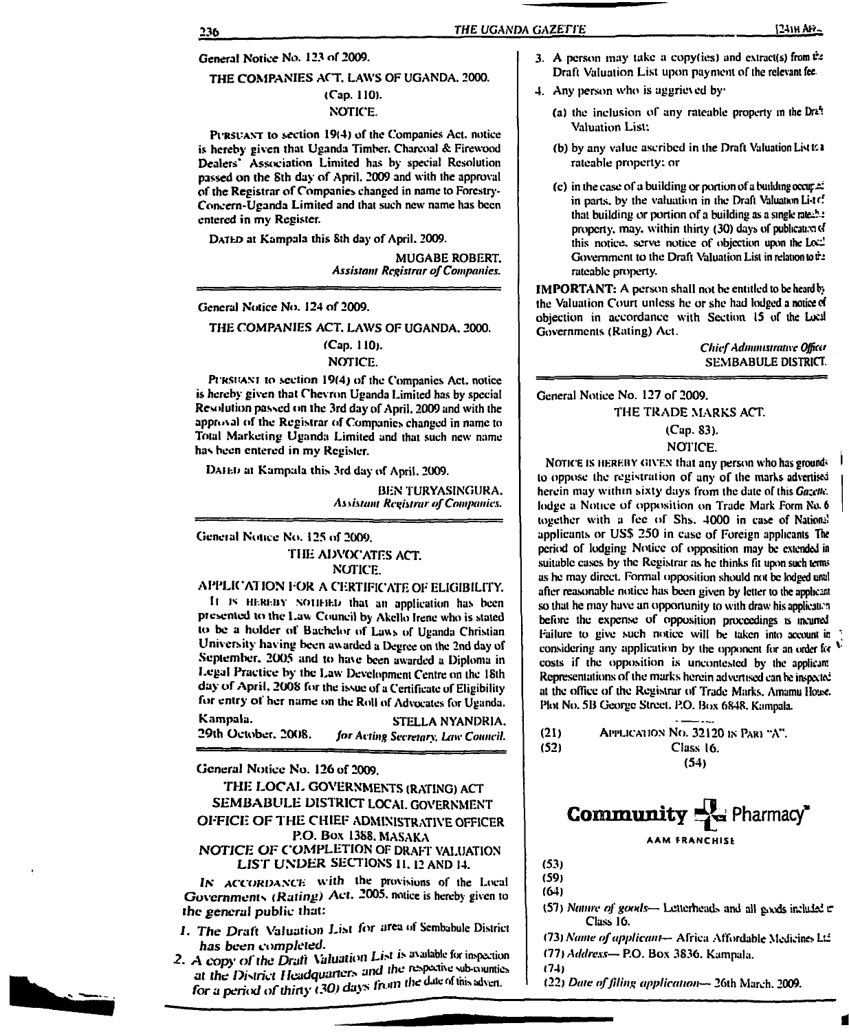General Notice No. 123 of 2009.

THE COMPANIES ACT, LAWS OF UGANDA, 2000.

(Cap. 110).

NOTICE.

PURSUANT to section 19(4) of the Companies Act, notice is hereby given that Uganda Timber, Charcoal & Firewood Dealers' Association Limited has by special Resolution passed on the 8th day of April, 2009 and with the approval of the Registrar of Companies changed in name to Forestry-Concern-Uganda Limited and that such new name has been entered in my Register.

DATED at Kampala this 8th day of April, 2009.

MUGABE ROBERT,
*Assistant Registrar of Companies.*

---

General Notice No. 124 of 2009.

THE COMPANIES ACT, LAWS OF UGANDA, 2000.

(Cap. 110).

NOTICE.

PURSUANT to section 19(4) of the Companies Act, notice is hereby given that Chevron Uganda Limited has by special Resolution passed on the 3rd day of April, 2009 and with the approval of the Registrar of Companies changed in name to Total Marketing Uganda Limited and that such new name has been entered in my Register.

DATED at Kampala this 3rd day of April, 2009.

BEN TURYASINGURA,
*Assistant Registrar of Companies.*

---

General Notice No. 125 of 2009.

THE ADVOCATES ACT.

NOTICE.

APPLICATION FOR A CERTIFICATE OF ELIGIBILITY.

IT IS HEREBY NOTIFIED that an application has been presented to the Law Council by Akello Irene who is stated to be a holder of Bachelor of Laws of Uganda Christian University having been awarded a Degree on the 2nd day of September, 2005 and to have been awarded a Diploma in Legal Practice by the Law Development Centre on the 18th day of April, 2008 for the issue of a Certificate of Eligibility for entry of her name on the Roll of Advocates for Uganda.

Kampala,
29th October, 2008.

STELLA NYANDRIA,
*for Acting Secretary, Law Council.*

---

General Notice No. 126 of 2009.

THE LOCAL GOVERNMENTS (RATING) ACT

SEMBABULE DISTRICT LOCAL GOVERNMENT

OFFICE OF THE CHIEF ADMINISTRATIVE OFFICER

P.O. Box 1388, MASAKA

NOTICE OF COMPLETION OF DRAFT VALUATION LIST UNDER SECTIONS 11, 12 AND 14.

IN ACCORDANCE with the provisions of the Local Governments (Rating) Act, 2005, notice is hereby given to the general public that:

1. The Draft Valuation List for area of Sembabule District has been completed.
2. A copy of the Draft Valuation List is available for inspection at the District Headquarters and the respective sub-counties for a period of thirty (30) days from the date of this advert.
3. A person may take a copy(ies) and extract(s) from the Draft Valuation List upon payment of the relevant fee.
4. Any person who is aggrieved by:
   (a) the inclusion of any rateable property in the Draft Valuation List;
   (b) by any value ascribed in the Draft Valuation List to a rateable property; or
   (c) in the case of a building or portion of a building occupied in parts, by the valuation in the Draft Valuation List of that building or portion of a building as a single rateable property, may, within thirty (30) days of publication of this notice, serve notice of objection upon the Local Government to the Draft Valuation List in relation to the rateable property.

**IMPORTANT:** A person shall not be entitled to be heard by the Valuation Court unless he or she had lodged a notice of objection in accordance with Section 15 of the Local Governments (Rating) Act.

*Chief Administrative Officer*
SEMBABULE DISTRICT.

---

General Notice No. 127 of 2009.

THE TRADE MARKS ACT.

(Cap. 83).

NOTICE.

NOTICE IS HEREBY GIVEN that any person who has grounds to oppose the registration of any of the marks advertised herein may within sixty days from the date of this *Gazette*, lodge a Notice of opposition on Trade Mark Form No. 6 together with a fee of Shs. 4000 in case of National applicants or US$ 250 in case of Foreign applicants. The period of lodging Notice of opposition may be extended in suitable cases by the Registrar as he thinks fit upon such terms as he may direct. Formal opposition should not be lodged until after reasonable notice has been given by letter to the applicant so that he may have an opportunity to with draw his application before the expense of opposition proceedings is incurred. Failure to give such notice will be taken into account in considering any application by the opponent for an order for costs if the opposition is uncontested by the applicant. Representations of the marks herein advertised can be inspected at the office of the Registrar of Trade Marks, Amamu House, Plot No. 5B George Street, P.O. Box 6848, Kampala.

(21) APPLICATION NO. 32120 IN PART "A".

(52) Class 16.

(54)

**Community Pharmacy**
AAM FRANCHISE

(53)

(59)

(64)

(57) *Nature of goods*— Letterheads and all goods included in Class 16.

(73) *Name of applicant*— Africa Affordable Medicines Ltd.

(77) *Address*— P.O. Box 3836, Kampala.

(74)

(22) *Date of filing application*— 26th March, 2009.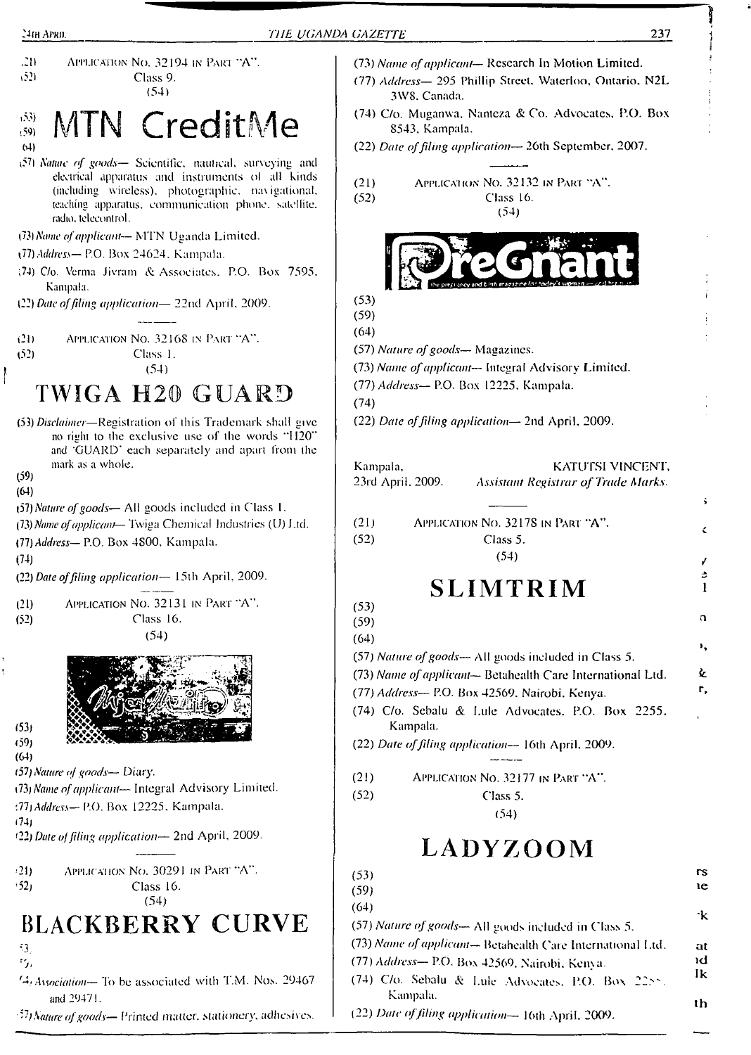(21) APPLICATION NO. 32194 IN PART "A".

(52) Class 9.

(54)

(53)

(59)

(64)

# MTN CreditMe

(57) *Nature of goods*— Scientific, nautical, surveying and electrical apparatus and instruments of all kinds (including wireless), photographic, navigational, teaching apparatus, communication phone, satellite, radio, telecontrol.

(73) *Name of applicant*— MTN Uganda Limited.

(77) *Address*— P.O. Box 24624, Kampala.

(74) C/o. Verma Jivram & Associates, P.O. Box 7595, Kampala.

(22) *Date of filing application*— 22nd April, 2009.

---

(21) APPLICATION NO. 32168 IN PART "A".

(52) Class 1.

(54)

# TWIGA H20 GUARD

(53) *Disclaimer*—Registration of this Trademark shall give no right to the exclusive use of the words "H20" and 'GUARD' each separately and apart from the mark as a whole.

(59)

(64)

(57) *Nature of goods*— All goods included in Class 1.

(73) *Name of applicant*— Twiga Chemical Industries (U) Ltd.

(77) *Address*— P.O. Box 4800, Kampala.

(74)

(22) *Date of filing application*— 15th April, 2009.

---

(21) APPLICATION NO. 32131 IN PART "A".

(52) Class 16.

(54)

(53)

(59)

(64)

(57) *Nature of goods*— Diary.

(73) *Name of applicant*— Integral Advisory Limited.

(77) *Address*— P.O. Box 12225, Kampala.

(74)

(22) *Date of filing application*— 2nd April, 2009.

---

(21) APPLICATION NO. 30291 IN PART "A".

(52) Class 16.

(54)

# BLACKBERRY CURVE

(53)

(59)

(64) *Association*— To be associated with T.M. Nos. 29467 and 29471.

(57) *Nature of goods*— Printed matter, stationery, adhesives.

(73) *Name of applicant*— Research In Motion Limited.

(77) *Address*— 295 Phillip Street, Waterloo, Ontario, N2L 3W8, Canada.

(74) C/o. Muganwa, Nanteza & Co. Advocates, P.O. Box 8543, Kampala.

(22) *Date of filing application*— 26th September, 2007.

---

(21) APPLICATION NO. 32132 IN PART "A".

(52) Class 16.

(54)

(53)

(59)

(64)

(57) *Nature of goods*— Magazines.

(73) *Name of applicant*— Integral Advisory Limited.

(77) *Address*— P.O. Box 12225, Kampala.

(74)

(22) *Date of filing application*— 2nd April, 2009.

Kampala, 23rd April, 2009.

KATUTSI VINCENT,
*Assistant Registrar of Trade Marks.*

---

(21) APPLICATION NO. 32178 IN PART "A".

(52) Class 5.

(54)

# SLIMTRIM

(53)

(59)

(64)

(57) *Nature of goods*— All goods included in Class 5.

(73) *Name of applicant*— Betahealth Care International Ltd.

(77) *Address*— P.O. Box 42569, Nairobi, Kenya.

(74) C/o. Sebalu & Lule Advocates, P.O. Box 2255, Kampala.

(22) *Date of filing application*— 16th April, 2009.

---

(21) APPLICATION NO. 32177 IN PART "A".

(52) Class 5.

(54)

# LADYZOOM

(53)

(59)

(64)

(57) *Nature of goods*— All goods included in Class 5.

(73) *Name of applicant*— Betahealth Care International Ltd.

(77) *Address*— P.O. Box 42569, Nairobi, Kenya.

(74) C/o. Sebalu & Lule Advocates, P.O. Box 2255, Kampala.

(22) *Date of filing application*— 16th April, 2009.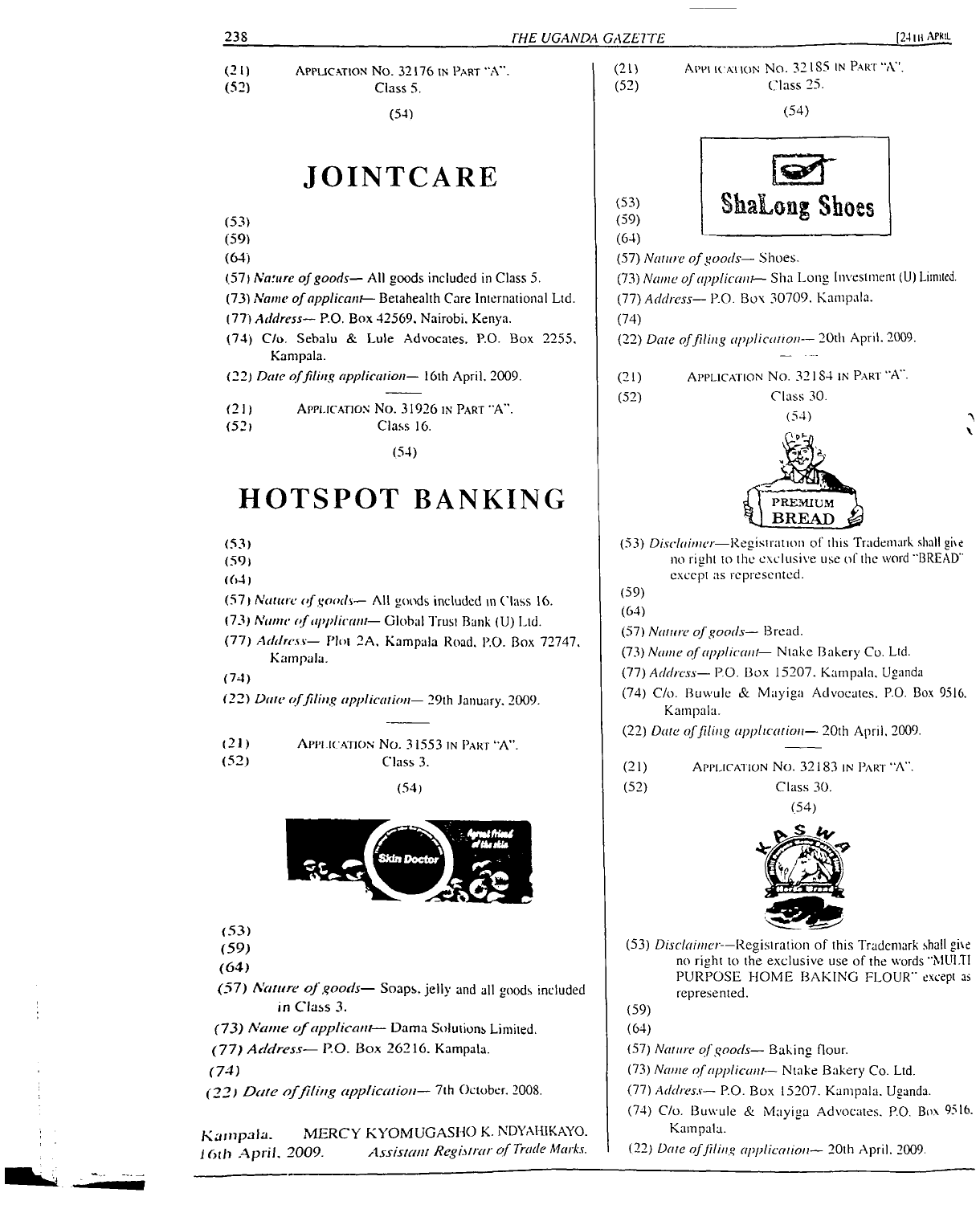(21) APPLICATION NO. 32176 IN PART "A".
(52) Class 5.

(54)

## JOINTCARE

(53)
(59)
(64)
(57) *Nature of goods*— All goods included in Class 5.
(73) *Name of applicant*— Betahealth Care International Ltd.
(77) *Address*— P.O. Box 42569, Nairobi, Kenya.
(74) C/o. Sebalu & Lule Advocates, P.O. Box 2255, Kampala.
(22) *Date of filing application*— 16th April, 2009.

---

(21) APPLICATION NO. 31926 IN PART "A".
(52) Class 16.

(54)

## HOTSPOT BANKING

(53)
(59)
(64)
(57) *Nature of goods*— All goods included in Class 16.
(73) *Name of applicant*— Global Trust Bank (U) Ltd.
(77) *Address*— Plot 2A, Kampala Road, P.O. Box 72747, Kampala.
(74)
(22) *Date of filing application*— 29th January, 2009.

---

(21) APPLICATION NO. 31553 IN PART "A".
(52) Class 3.

(54)

Skin Doctor

(53)
(59)
(64)
(57) *Nature of goods*— Soaps, jelly and all goods included in Class 3.
(73) *Name of applicant*— Dama Solutions Limited.
(77) *Address*— P.O. Box 26216, Kampala.
(74)
(22) *Date of filing application*— 7th October, 2008.

Kampala, 16th April, 2009.

MERCY KYOMUGASHO K. NDYAHIKAYO,
*Assistant Registrar of Trade Marks.*

---

(21) APPLICATION NO. 32185 IN PART "A".
(52) Class 25.

(54)

ShaLong Shoes

(53)
(59)
(64)
(57) *Nature of goods*— Shoes.
(73) *Name of applicant*— Sha Long Investment (U) Limited.
(77) *Address*— P.O. Box 30709, Kampala.
(74)
(22) *Date of filing application*— 20th April, 2009.

---

(21) APPLICATION NO. 32184 IN PART "A".
(52) Class 30.

(54)

PREMIUM BREAD

(53) *Disclaimer*—Registration of this Trademark shall give no right to the exclusive use of the word "BREAD" except as represented.
(59)
(64)
(57) *Nature of goods*— Bread.
(73) *Name of applicant*— Ntake Bakery Co. Ltd.
(77) *Address*— P.O. Box 15207, Kampala, Uganda
(74) C/o. Buwule & Mayiga Advocates, P.O. Box 9516, Kampala.
(22) *Date of filing application*— 20th April, 2009.

---

(21) APPLICATION NO. 32183 IN PART "A".
(52) Class 30.

(54)

KASWA

(53) *Disclaimer*—Registration of this Trademark shall give no right to the exclusive use of the words "MULTI PURPOSE HOME BAKING FLOUR" except as represented.
(59)
(64)
(57) *Nature of goods*— Baking flour.
(73) *Name of applicant*— Ntake Bakery Co. Ltd.
(77) *Address*— P.O. Box 15207, Kampala, Uganda.
(74) C/o. Buwule & Mayiga Advocates, P.O. Box 9516, Kampala.
(22) *Date of filing application*— 20th April, 2009.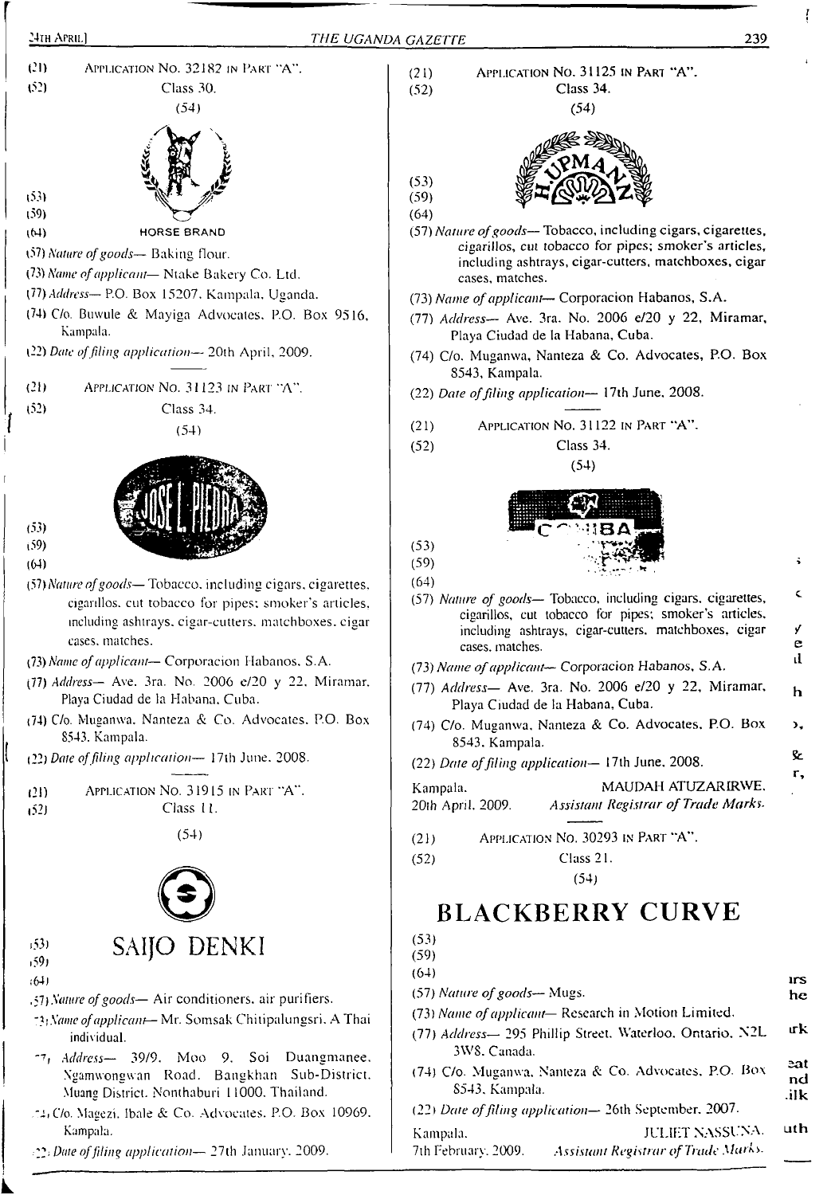(21) APPLICATION NO. 32182 IN PART "A".

(52) Class 30.

(54)

(53)

(59)

(64) HORSE BRAND

(57) *Nature of goods*— Baking flour.

(73) *Name of applicant*— Ntake Bakery Co. Ltd.

(77) *Address*— P.O. Box 15207, Kampala, Uganda.

(74) C/o. Buwule & Mayiga Advocates, P.O. Box 9516, Kampala.

(22) *Date of filing application*— 20th April, 2009.

---

(21) APPLICATION NO. 31123 IN PART "A".

(52) Class 34.

(54)

(53)

(59)

(64)

(57) *Nature of goods*— Tobacco, including cigars, cigarettes, cigarillos, cut tobacco for pipes; smoker's articles, including ashtrays, cigar-cutters, matchboxes, cigar cases, matches.

(73) *Name of applicant*— Corporacion Habanos, S.A.

(77) *Address*— Ave. 3ra. No. 2006 e/20 y 22, Miramar, Playa Ciudad de la Habana, Cuba.

(74) C/o. Muganwa, Nanteza & Co. Advocates, P.O. Box 8543, Kampala.

(22) *Date of filing application*— 17th June, 2008.

---

(21) APPLICATION NO. 31915 IN PART "A".

(52) Class 11.

(54)

(53) SAIJO DENKI

(59)

(64)

(57) *Nature of goods*— Air conditioners, air purifiers.

(73) *Name of applicant*— Mr. Somsak Chitipalungsri, A Thai individual.

(77) *Address*— 39/9, Moo 9, Soi Duangmanee, Ngamwongwan Road, Bangkhan Sub-District, Muang District, Nonthaburi 11000, Thailand.

(74) C/o. Magezi, Ibale & Co. Advocates, P.O. Box 10969, Kampala.

(22) *Date of filing application*— 27th January, 2009.

---

(21) APPLICATION NO. 31125 IN PART "A".

(52) Class 34.

(54)

(53)

(59)

(64)

(57) *Nature of goods*— Tobacco, including cigars, cigarettes, cigarillos, cut tobacco for pipes; smoker's articles, including ashtrays, cigar-cutters, matchboxes, cigar cases, matches.

(73) *Name of applicant*— Corporacion Habanos, S.A.

(77) *Address*— Ave. 3ra. No. 2006 e/20 y 22, Miramar, Playa Ciudad de la Habana, Cuba.

(74) C/o. Muganwa, Nanteza & Co. Advocates, P.O. Box 8543, Kampala.

(22) *Date of filing application*— 17th June, 2008.

---

(21) APPLICATION NO. 31122 IN PART "A".

(52) Class 34.

(54)

(53)

(59)

(64)

(57) *Nature of goods*— Tobacco, including cigars, cigarettes, cigarillos, cut tobacco for pipes; smoker's articles, including ashtrays, cigar-cutters, matchboxes, cigar cases, matches.

(73) *Name of applicant*— Corporacion Habanos, S.A.

(77) *Address*— Ave. 3ra. No. 2006 e/20 y 22, Miramar, Playa Ciudad de la Habana, Cuba.

(74) C/o. Muganwa, Nanteza & Co. Advocates, P.O. Box 8543, Kampala.

(22) *Date of filing application*— 17th June, 2008.

Kampala,
20th April, 2009.

MAUDAH ATUZARIRWE,
*Assistant Registrar of Trade Marks.*

---

(21) APPLICATION NO. 30293 IN PART "A".

(52) Class 21.

(54)

# BLACKBERRY CURVE

(53)

(59)

(64)

(57) *Nature of goods*— Mugs.

(73) *Name of applicant*— Research in Motion Limited.

(77) *Address*— 295 Phillip Street, Waterloo, Ontario, N2L 3W8, Canada.

(74) C/o. Muganwa, Nanteza & Co. Advocates, P.O. Box 8543, Kampala.

(22) *Date of filing application*— 26th September, 2007.

Kampala,
7th February, 2009.

JULIET NASSUNA,
*Assistant Registrar of Trade Marks.*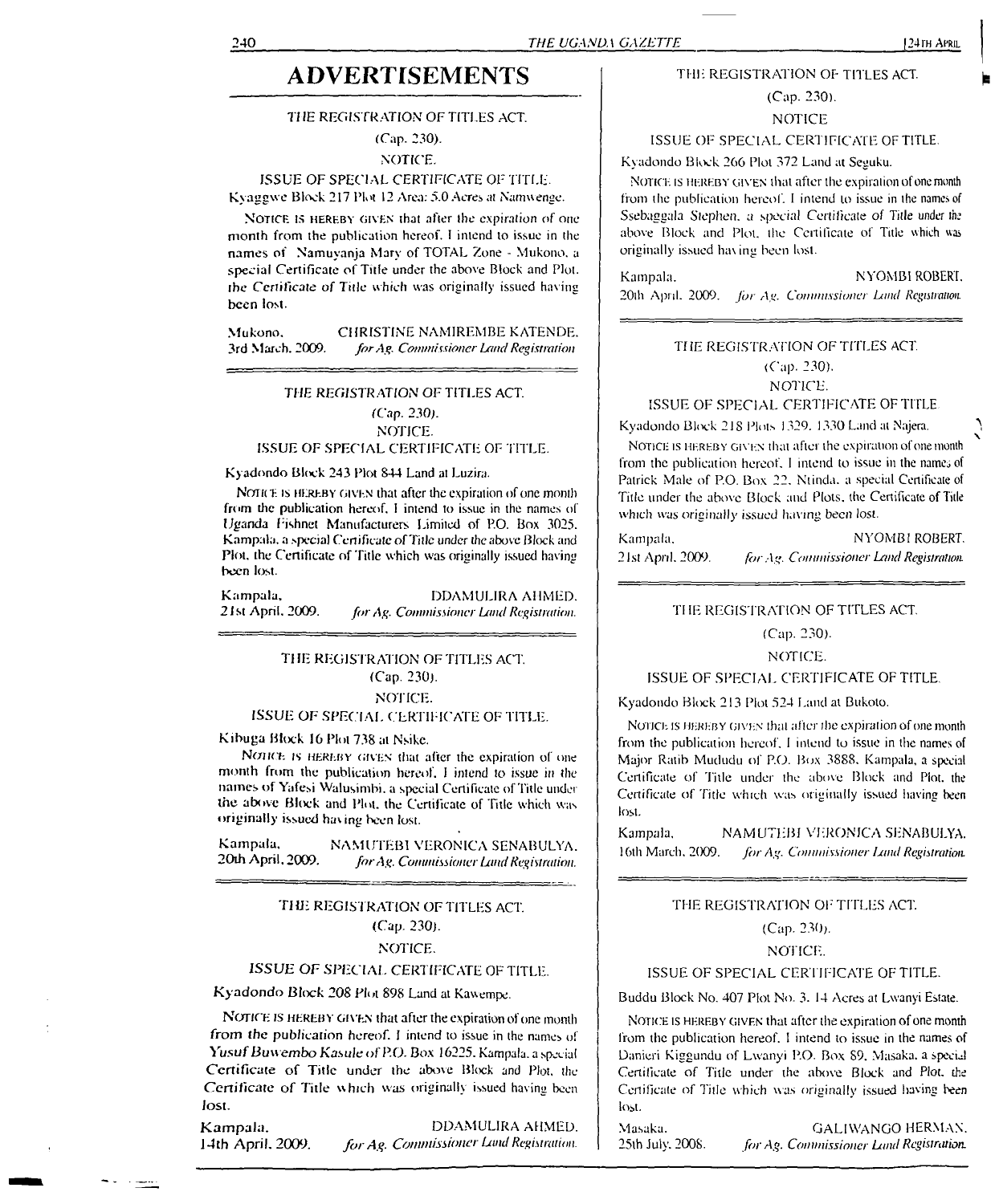# ADVERTISEMENTS

THE REGISTRATION OF TITLES ACT.

(Cap. 230).

NOTICE.

ISSUE OF SPECIAL CERTIFICATE OF TITLE.

Kyaggwe Block 217 Plot 12 Area: 5.0 Acres at Namwenge.

NOTICE IS HEREBY GIVEN that after the expiration of one month from the publication hereof. I intend to issue in the names of Namuyanja Mary of TOTAL Zone - Mukono, a special Certificate of Title under the above Block and Plot, the Certificate of Title which was originally issued having been lost.

Mukono, 3rd March, 2009. CHRISTINE NAMIREMBE KATENDE, *for Ag. Commissioner Land Registration*

---

THE REGISTRATION OF TITLES ACT.

(Cap. 230).

NOTICE.

ISSUE OF SPECIAL CERTIFICATE OF TITLE.

Kyadondo Block 243 Plot 844 Land at Luzira.

NOTICE IS HEREBY GIVEN that after the expiration of one month from the publication hereof. I intend to issue in the names of Uganda Fishnet Manufacturers Limited of P.O. Box 3025, Kampala, a special Certificate of Title under the above Block and Plot, the Certificate of Title which was originally issued having been lost.

Kampala, 21st April, 2009. DDAMULIRA AHMED, *for Ag. Commissioner Land Registration.*

---

THE REGISTRATION OF TITLES ACT.

(Cap. 230).

NOTICE.

ISSUE OF SPECIAL CERTIFICATE OF TITLE.

Kibuga Block 16 Plot 738 at Nsike.

NOTICE IS HEREBY GIVEN that after the expiration of one month from the publication hereof. I intend to issue in the names of Yafesi Walusimbi, a special Certificate of Title under the above Block and Plot, the Certificate of Title which was originally issued having been lost.

Kampala, 20th April, 2009. NAMUTEBI VERONICA SENABULYA, *for Ag. Commissioner Land Registration.*

---

THE REGISTRATION OF TITLES ACT.

(Cap. 230).

NOTICE.

ISSUE OF SPECIAL CERTIFICATE OF TITLE.

Kyadondo Block 208 Plot 898 Land at Kawempe.

NOTICE IS HEREBY GIVEN that after the expiration of one month from the publication hereof. I intend to issue in the names of Yusuf Buwembo Kasule of P.O. Box 16225, Kampala, a special Certificate of Title under the above Block and Plot, the Certificate of Title which was originally issued having been lost.

Kampala, 14th April, 2009. DDAMULIRA AHMED, *for Ag. Commissioner Land Registration.*

---

THE REGISTRATION OF TITLES ACT.

(Cap. 230).

NOTICE

ISSUE OF SPECIAL CERTIFICATE OF TITLE.

Kyadondo Block 266 Plot 372 Land at Seguku.

NOTICE IS HEREBY GIVEN that after the expiration of one month from the publication hereof. I intend to issue in the names of Ssebaggala Stephen, a special Certificate of Title under the above Block and Plot, the Certificate of Title which was originally issued having been lost.

Kampala, 20th April, 2009. NYOMBI ROBERT, *for Ag. Commissioner Land Registration.*

---

THE REGISTRATION OF TITLES ACT.

(Cap. 230).

NOTICE.

ISSUE OF SPECIAL CERTIFICATE OF TITLE

Kyadondo Block 218 Plots 1329, 1330 Land at Najera.

NOTICE IS HEREBY GIVEN that after the expiration of one month from the publication hereof. I intend to issue in the names of Patrick Male of P.O. Box 22, Ntinda, a special Certificate of Title under the above Block and Plots, the Certificate of Title which was originally issued having been lost.

Kampala, 21st April, 2009. NYOMBI ROBERT, *for Ag. Commissioner Land Registration.*

---

THE REGISTRATION OF TITLES ACT.

(Cap. 230).

NOTICE.

ISSUE OF SPECIAL CERTIFICATE OF TITLE.

Kyadondo Block 213 Plot 524 Land at Bukoto.

NOTICE IS HEREBY GIVEN that after the expiration of one month from the publication hereof. I intend to issue in the names of Major Ratib Mududu of P.O. Box 3888, Kampala, a special Certificate of Title under the above Block and Plot, the Certificate of Title which was originally issued having been lost.

Kampala, 16th March, 2009. NAMUTEBI VERONICA SENABULYA, *for Ag. Commissioner Land Registration.*

---

THE REGISTRATION OF TITLES ACT.

(Cap. 230).

NOTICE.

ISSUE OF SPECIAL CERTIFICATE OF TITLE.

Buddu Block No. 407 Plot No. 3. 14 Acres at Lwanyi Estate.

NOTICE IS HEREBY GIVEN that after the expiration of one month from the publication hereof. I intend to issue in the names of Danieri Kiggundu of Lwanyi P.O. Box 89, Masaka, a special Certificate of Title under the above Block and Plot, the Certificate of Title which was originally issued having been lost.

Masaka, 25th July, 2008. GALIWANGO HERMAN, *for Ag. Commissioner Land Registration.*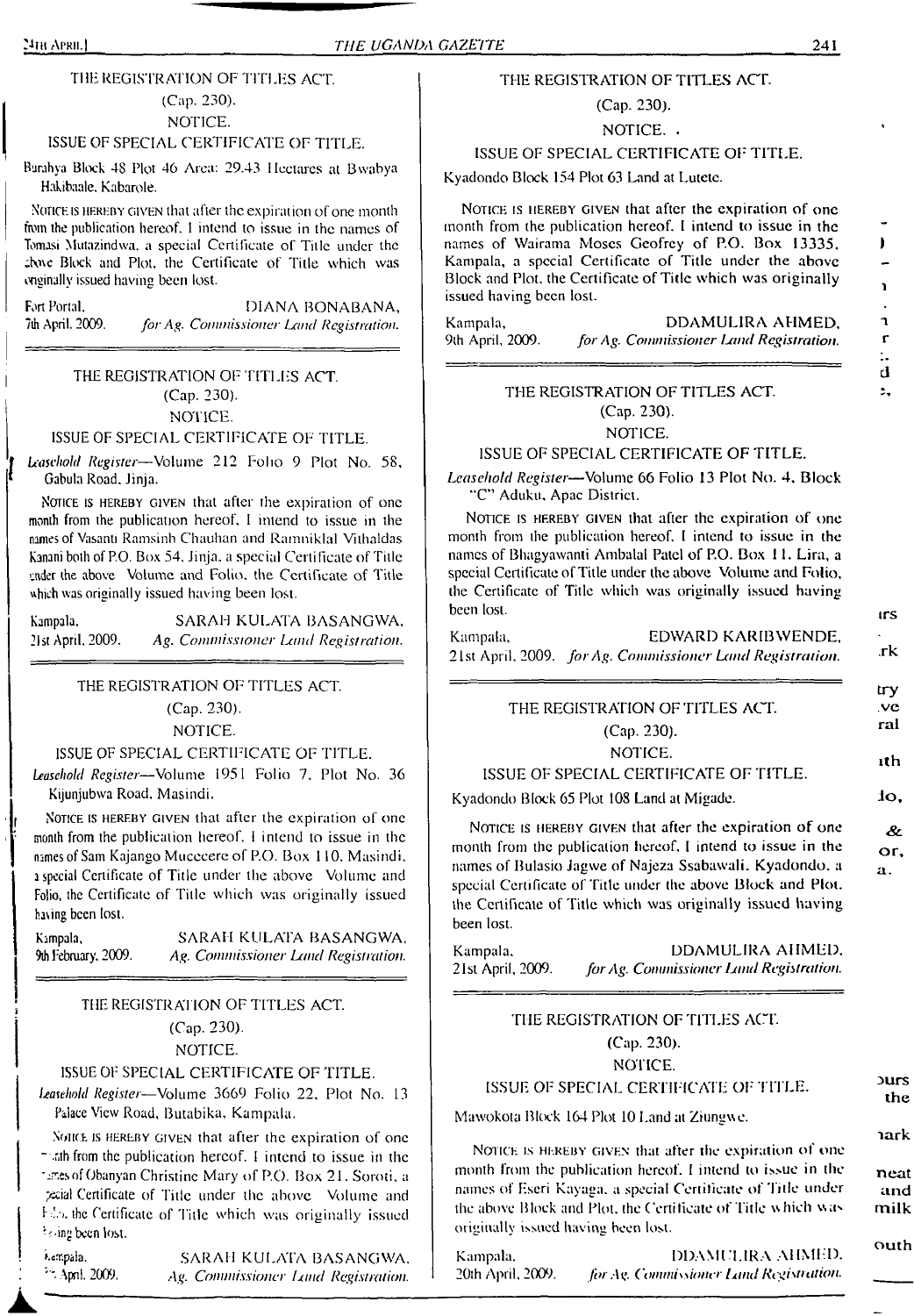THE REGISTRATION OF TITLES ACT.

(Cap. 230).

NOTICE.

ISSUE OF SPECIAL CERTIFICATE OF TITLE.

Burahya Block 48 Plot 46 Area: 29.43 Hectares at Bwabya Hakibaale, Kabarole.

NOTICE IS HEREBY GIVEN that after the expiration of one month from the publication hereof, I intend to issue in the names of Tomasi Mutazindwa, a special Certificate of Title under the above Block and Plot, the Certificate of Title which was originally issued having been lost.

Fort Portal, 7th April, 2009.

DIANA BONABANA, *for Ag. Commissioner Land Registration.*

---

THE REGISTRATION OF TITLES ACT.

(Cap. 230).

NOTICE.

ISSUE OF SPECIAL CERTIFICATE OF TITLE.

*Leasehold Register*—Volume 212 Folio 9 Plot No. 58, Gabula Road, Jinja.

NOTICE IS HEREBY GIVEN that after the expiration of one month from the publication hereof, I intend to issue in the names of Vasanti Ramsinh Chauhan and Ramniklal Vithaldas Kanani both of P.O. Box 54, Jinja, a special Certificate of Title under the above Volume and Folio, the Certificate of Title which was originally issued having been lost.

Kampala, 21st April, 2009.

SARAH KULATA BASANGWA, *Ag. Commissioner Land Registration.*

---

THE REGISTRATION OF TITLES ACT.

(Cap. 230).

NOTICE.

ISSUE OF SPECIAL CERTIFICATE OF TITLE.

*Leasehold Register*—Volume 1951 Folio 7, Plot No. 36 Kijunjubwa Road, Masindi.

NOTICE IS HEREBY GIVEN that after the expiration of one month from the publication hereof, I intend to issue in the names of Sam Kajango Mucecere of P.O. Box 110, Masindi, a special Certificate of Title under the above Volume and Folio, the Certificate of Title which was originally issued having been lost.

Kampala, 9th February, 2009.

SARAH KULATA BASANGWA, *Ag. Commissioner Land Registration.*

---

THE REGISTRATION OF TITLES ACT.

(Cap. 230).

NOTICE.

ISSUE OF SPECIAL CERTIFICATE OF TITLE.

*Leasehold Register*—Volume 3669 Folio 22, Plot No. 13 Palace View Road, Butabika, Kampala.

NOTICE IS HEREBY GIVEN that after the expiration of one month from the publication hereof, I intend to issue in the names of Obanyan Christine Mary of P.O. Box 21, Soroti, a special Certificate of Title under the above Volume and Folio, the Certificate of Title which was originally issued having been lost.

Kampala, April, 2009.

SARAH KULATA BASANGWA, *Ag. Commissioner Land Registration.*

---

THE REGISTRATION OF TITLES ACT.

(Cap. 230).

NOTICE.

ISSUE OF SPECIAL CERTIFICATE OF TITLE.

Kyadondo Block 154 Plot 63 Land at Lutete.

NOTICE IS HEREBY GIVEN that after the expiration of one month from the publication hereof, I intend to issue in the names of Wairama Moses Geofrey of P.O. Box 13335, Kampala, a special Certificate of Title under the above Block and Plot, the Certificate of Title which was originally issued having been lost.

Kampala, 9th April, 2009.

DDAMULIRA AHMED, *for Ag. Commissioner Land Registration.*

---

THE REGISTRATION OF TITLES ACT.

(Cap. 230).

NOTICE.

ISSUE OF SPECIAL CERTIFICATE OF TITLE.

*Leasehold Register*—Volume 66 Folio 13 Plot No. 4, Block "C" Aduku, Apac District.

NOTICE IS HEREBY GIVEN that after the expiration of one month from the publication hereof, I intend to issue in the names of Bhagyawanti Ambalal Patel of P.O. Box 11, Lira, a special Certificate of Title under the above Volume and Folio, the Certificate of Title which was originally issued having been lost.

Kampala, 21st April, 2009.

EDWARD KARIBWENDE, *for Ag. Commissioner Land Registration.*

---

THE REGISTRATION OF TITLES ACT.

(Cap. 230).

NOTICE.

ISSUE OF SPECIAL CERTIFICATE OF TITLE.

Kyadondo Block 65 Plot 108 Land at Migade.

NOTICE IS HEREBY GIVEN that after the expiration of one month from the publication hereof, I intend to issue in the names of Bulasio Jagwe of Najeza Ssabawali, Kyadondo, a special Certificate of Title under the above Block and Plot, the Certificate of Title which was originally issued having been lost.

Kampala, 21st April, 2009.

DDAMULIRA AHMED, *for Ag. Commissioner Land Registration.*

---

THE REGISTRATION OF TITLES ACT.

(Cap. 230).

NOTICE.

ISSUE OF SPECIAL CERTIFICATE OF TITLE.

Mawokota Block 164 Plot 10 Land at Ziungwe.

NOTICE IS HEREBY GIVEN that after the expiration of one month from the publication hereof, I intend to issue in the names of Eseri Kayaga, a special Certificate of Title under the above Block and Plot, the Certificate of Title which was originally issued having been lost.

Kampala, 20th April, 2009.

DDAMULIRA AHMED, *for Ag. Commissioner Land Registration.*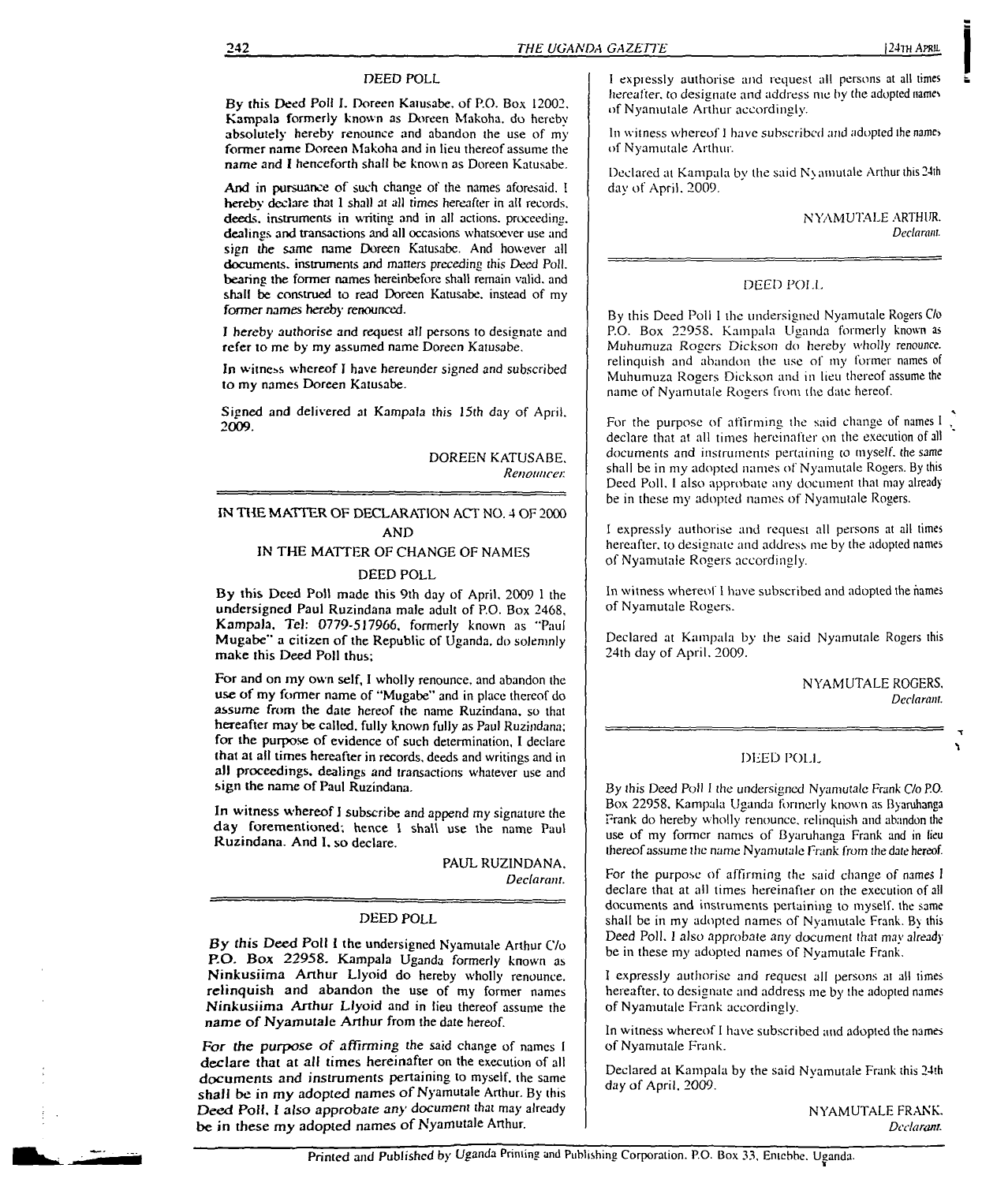DEED POLL

By this Deed Poll I, Doreen Katusabe, of P.O. Box 12002, Kampala formerly known as Doreen Makoha, do hereby absolutely hereby renounce and abandon the use of my former name Doreen Makoha and in lieu thereof assume the name and I henceforth shall be known as Doreen Katusabe.

And in pursuance of such change of the names aforesaid, I hereby declare that I shall at all times hereafter in all records, deeds, instruments in writing and in all actions, proceeding, dealings and transactions and all occasions whatsoever use and sign the same name Doreen Katusabe. And however all documents, instruments and matters preceding this Deed Poll, bearing the former names hereinbefore shall remain valid, and shall be construed to read Doreen Katusabe, instead of my former names hereby renounced.

I hereby authorise and request all persons to designate and refer to me by my assumed name Doreen Katusabe.

In witness whereof I have hereunder signed and subscribed to my names Doreen Katusabe.

Signed and delivered at Kampala this 15th day of April, 2009.

DOREEN KATUSABE,
*Renouncer.*

IN THE MATTER OF DECLARATION ACT NO. 4 OF 2000

AND

IN THE MATTER OF CHANGE OF NAMES

DEED POLL

By this Deed Poll made this 9th day of April, 2009 I the undersigned Paul Ruzindana male adult of P.O. Box 2468, Kampala, Tel: 0779-517966, formerly known as "Paul Mugabe" a citizen of the Republic of Uganda, do solemnly make this Deed Poll thus;

For and on my own self, I wholly renounce, and abandon the use of my former name of "Mugabe" and in place thereof do assume from the date hereof the name Ruzindana, so that hereafter may be called, fully known fully as Paul Ruzindana; for the purpose of evidence of such determination, I declare that at all times hereafter in records, deeds and writings and in all proceedings, dealings and transactions whatever use and sign the name of Paul Ruzindana.

In witness whereof I subscribe and append my signature the day forementioned; hence I shall use the name Paul Ruzindana. And I, so declare.

PAUL RUZINDANA,
*Declarant.*

DEED POLL

By this Deed Poll I the undersigned Nyamutale Arthur C/o P.O. Box 22958, Kampala Uganda formerly known as Ninkusiima Arthur Llyoid do hereby wholly renounce, relinquish and abandon the use of my former names Ninkusiima Arthur Llyoid and in lieu thereof assume the name of Nyamutale Arthur from the date hereof.

For the purpose of affirming the said change of names I declare that at all times hereinafter on the execution of all documents and instruments pertaining to myself, the same shall be in my adopted names of Nyamutale Arthur. By this Deed Poll, I also approbate any document that may already be in these my adopted names of Nyamutale Arthur.

I expressly authorise and request all persons at all times hereafter, to designate and address me by the adopted names of Nyamutale Arthur accordingly.

In witness whereof I have subscribed and adopted the names of Nyamutale Arthur.

Declared at Kampala by the said Nyamutale Arthur this 24th day of April, 2009.

NYAMUTALE ARTHUR,
*Declarant.*

DEED POLL

By this Deed Poll I the undersigned Nyamutale Rogers C/o P.O. Box 22958, Kampala Uganda formerly known as Muhumuza Rogers Dickson do hereby wholly renounce, relinquish and abandon the use of my former names of Muhumuza Rogers Dickson and in lieu thereof assume the name of Nyamutale Rogers from the date hereof.

For the purpose of affirming the said change of names I declare that at all times hereinafter on the execution of all documents and instruments pertaining to myself, the same shall be in my adopted names of Nyamutale Rogers. By this Deed Poll, I also approbate any document that may already be in these my adopted names of Nyamutale Rogers.

I expressly authorise and request all persons at all times hereafter, to designate and address me by the adopted names of Nyamutale Rogers accordingly.

In witness whereof I have subscribed and adopted the names of Nyamutale Rogers.

Declared at Kampala by the said Nyamutale Rogers this 24th day of April, 2009.

NYAMUTALE ROGERS,
*Declarant.*

DEED POLL

By this Deed Poll I the undersigned Nyamutale Frank C/o P.O. Box 22958, Kampala Uganda formerly known as Byaruhanga Frank do hereby wholly renounce, relinquish and abandon the use of my former names of Byaruhanga Frank and in lieu thereof assume the name Nyamutale Frank from the date hereof.

For the purpose of affirming the said change of names I declare that at all times hereinafter on the execution of all documents and instruments pertaining to myself, the same shall be in my adopted names of Nyamutale Frank. By this Deed Poll, I also approbate any document that may already be in these my adopted names of Nyamutale Frank.

I expressly authorise and request all persons at all times hereafter, to designate and address me by the adopted names of Nyamutale Frank accordingly.

In witness whereof I have subscribed and adopted the names of Nyamutale Frank.

Declared at Kampala by the said Nyamutale Frank this 24th day of April, 2009.

NYAMUTALE FRANK,
*Declarant.*

Printed and Published by Uganda Printing and Publishing Corporation, P.O. Box 33, Entebbe, Uganda.